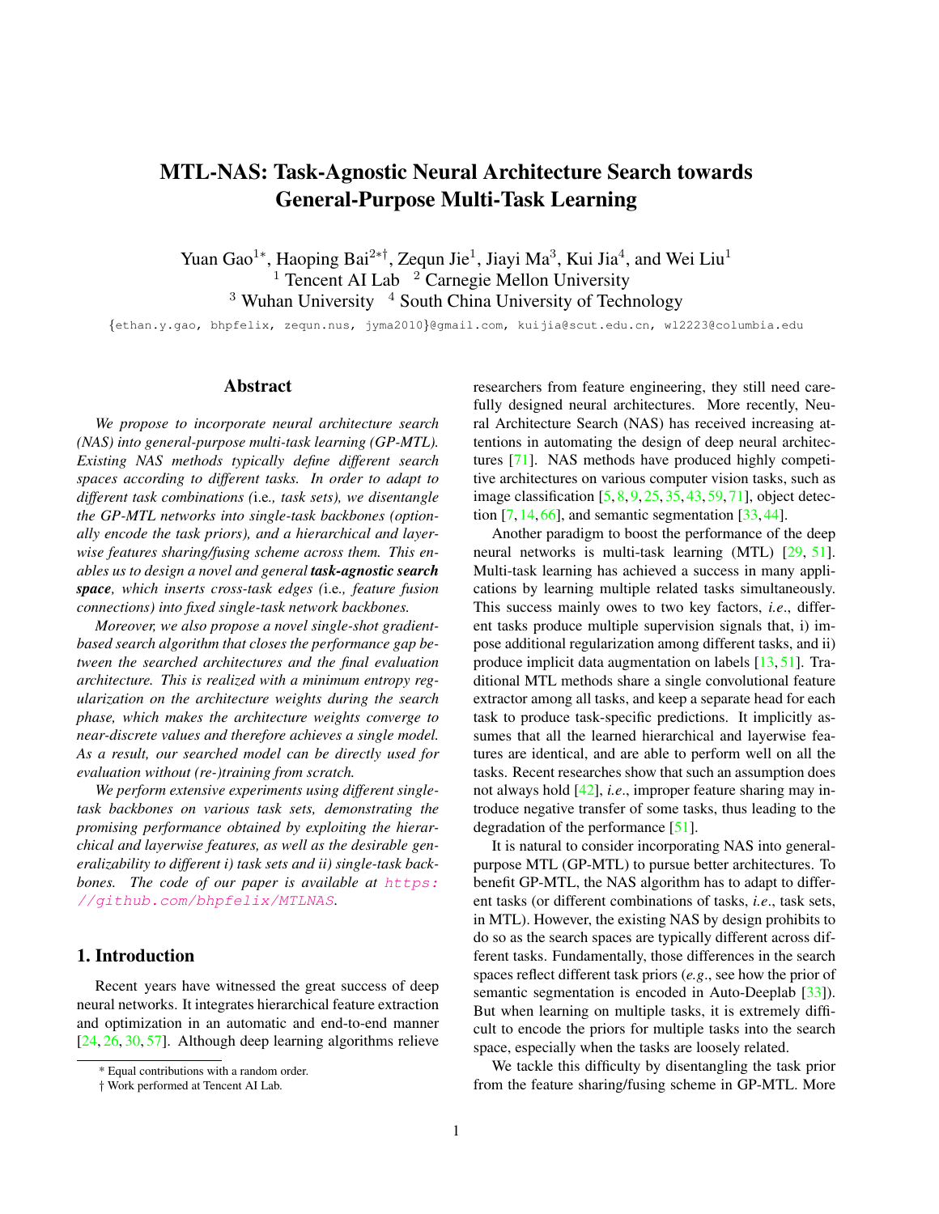# MTL-NAS: Task-Agnostic Neural Architecture Search towards General-Purpose Multi-Task Learning

Yuan Gao[1*], Haoping Bai[2*†], Zequn Jie[1], Jiayi Ma[3], Kui Jia[4], and Wei Liu[1]

[1] Tencent AI Lab [2] Carnegie Mellon University

[3] Wuhan University [4] South China University of Technology

{ethan.y.gao, bhpfelix, zequn.nus, jyma2010}@gmail.com, kuijia@scut.edu.cn, wl2223@columbia.edu

## Abstract

*We propose to incorporate neural architecture search (NAS) into general-purpose multi-task learning (GP-MTL). Existing NAS methods typically define different search spaces according to different tasks. In order to adapt to different task combinations (*i.e.*, task sets), we disentangle the GP-MTL networks into single-task backbones (optionally encode the task priors), and a hierarchical and layerwise features sharing/fusing scheme across them. This enables us to design a novel and general* ***task-agnostic search space****, which inserts cross-task edges (*i.e.*, feature fusion connections) into fixed single-task network backbones.*

*Moreover, we also propose a novel single-shot gradient-based search algorithm that closes the performance gap between the searched architectures and the final evaluation architecture. This is realized with a minimum entropy regularization on the architecture weights during the search phase, which makes the architecture weights converge to near-discrete values and therefore achieves a single model. As a result, our searched model can be directly used for evaluation without (re-)training from scratch.*

*We perform extensive experiments using different single-task backbones on various task sets, demonstrating the promising performance obtained by exploiting the hierarchical and layerwise features, as well as the desirable generalizability to different i) task sets and ii) single-task backbones. The code of our paper is available at https://github.com/bhpfelix/MTLNAS.*

## 1. Introduction

Recent years have witnessed the great success of deep neural networks. It integrates hierarchical feature extraction and optimization in an automatic and end-to-end manner [24, 26, 30, 57]. Although deep learning algorithms relieve researchers from feature engineering, they still need carefully designed neural architectures. More recently, Neural Architecture Search (NAS) has received increasing attentions in automating the design of deep neural architectures [71]. NAS methods have produced highly competitive architectures on various computer vision tasks, such as image classification [5, 8, 9, 25, 35, 43, 59, 71], object detection [7, 14, 66], and semantic segmentation [33, 44].

Another paradigm to boost the performance of the deep neural networks is multi-task learning (MTL) [29, 51]. Multi-task learning has achieved a success in many applications by learning multiple related tasks simultaneously. This success mainly owes to two key factors, *i.e*., different tasks produce multiple supervision signals that, i) impose additional regularization among different tasks, and ii) produce implicit data augmentation on labels [13, 51]. Traditional MTL methods share a single convolutional feature extractor among all tasks, and keep a separate head for each task to produce task-specific predictions. It implicitly assumes that all the learned hierarchical and layerwise features are identical, and are able to perform well on all the tasks. Recent researches show that such an assumption does not always hold [42], *i.e*., improper feature sharing may introduce negative transfer of some tasks, thus leading to the degradation of the performance [51].

It is natural to consider incorporating NAS into general-purpose MTL (GP-MTL) to pursue better architectures. To benefit GP-MTL, the NAS algorithm has to adapt to different tasks (or different combinations of tasks, *i.e*., task sets, in MTL). However, the existing NAS by design prohibits to do so as the search spaces are typically different across different tasks. Fundamentally, those differences in the search spaces reflect different task priors (*e.g*., see how the prior of semantic segmentation is encoded in Auto-Deeplab [33]). But when learning on multiple tasks, it is extremely difficult to encode the priors for multiple tasks into the search space, especially when the tasks are loosely related.

We tackle this difficulty by disentangling the task prior from the feature sharing/fusing scheme in GP-MTL. More

* Equal contributions with a random order.

† Work performed at Tencent AI Lab.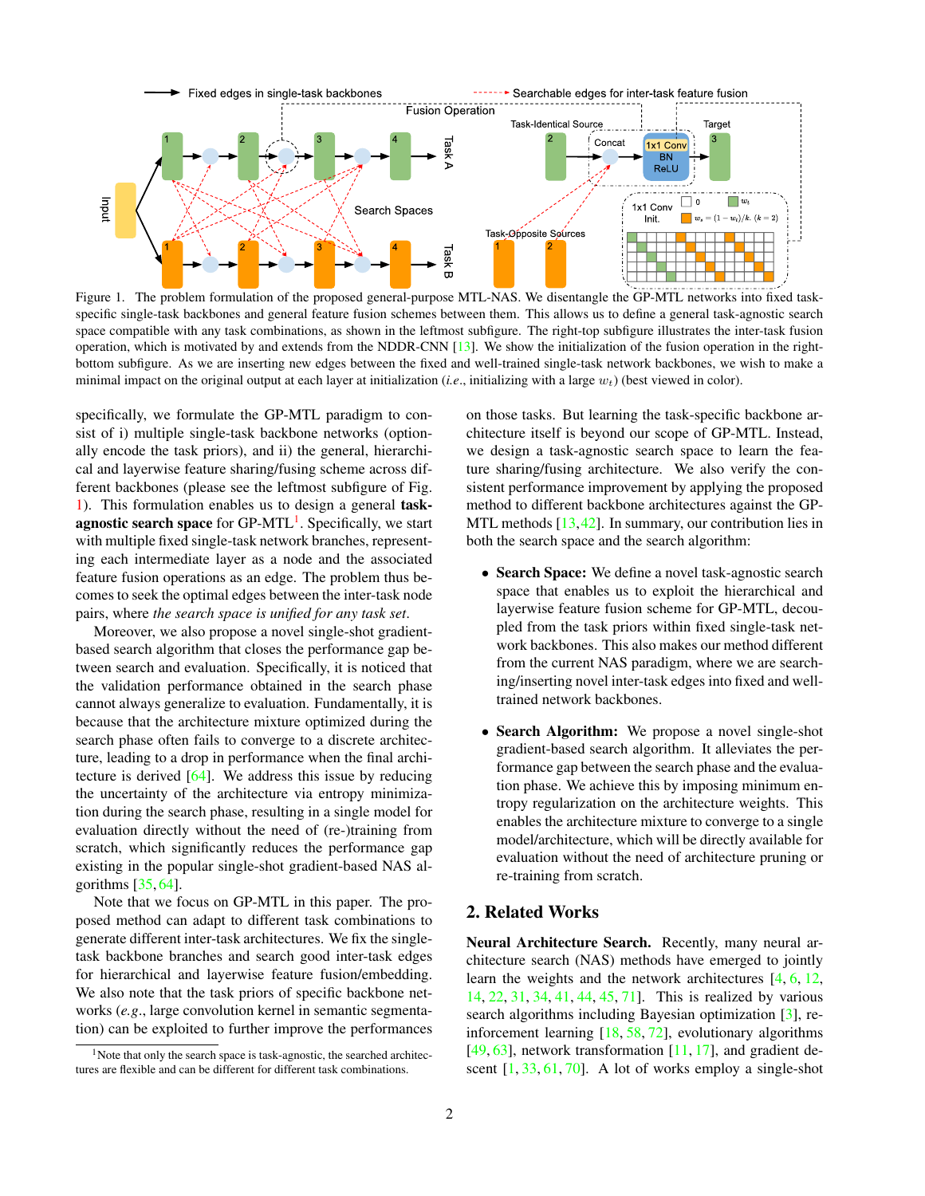Figure 1. The problem formulation of the proposed general-purpose MTL-NAS. We disentangle the GP-MTL networks into fixed task-specific single-task backbones and general feature fusion schemes between them. This allows us to define a general task-agnostic search space compatible with any task combinations, as shown in the leftmost subfigure. The right-top subfigure illustrates the inter-task fusion operation, which is motivated by and extends from the NDDR-CNN [13]. We show the initialization of the fusion operation in the right-bottom subfigure. As we are inserting new edges between the fixed and well-trained single-task network backbones, we wish to make a minimal impact on the original output at each layer at initialization (*i.e.*, initializing with a large $w_t$) (best viewed in color).

specifically, we formulate the GP-MTL paradigm to consist of i) multiple single-task backbone networks (optionally encode the task priors), and ii) the general, hierarchical and layerwise feature sharing/fusing scheme across different backbones (please see the leftmost subfigure of Fig. 1). This formulation enables us to design a general **task-agnostic search space** for GP-MTL[1]. Specifically, we start with multiple fixed single-task network branches, representing each intermediate layer as a node and the associated feature fusion operations as an edge. The problem thus becomes to seek the optimal edges between the inter-task node pairs, where *the search space is unified for any task set*.

Moreover, we also propose a novel single-shot gradient-based search algorithm that closes the performance gap between search and evaluation. Specifically, it is noticed that the validation performance obtained in the search phase cannot always generalize to evaluation. Fundamentally, it is because that the architecture mixture optimized during the search phase often fails to converge to a discrete architecture, leading to a drop in performance when the final architecture is derived [64]. We address this issue by reducing the uncertainty of the architecture via entropy minimization during the search phase, resulting in a single model for evaluation directly without the need of (re-)training from scratch, which significantly reduces the performance gap existing in the popular single-shot gradient-based NAS algorithms [35, 64].

Note that we focus on GP-MTL in this paper. The proposed method can adapt to different task combinations to generate different inter-task architectures. We fix the single-task backbone branches and search good inter-task edges for hierarchical and layerwise feature fusion/embedding. We also note that the task priors of specific backbone networks (*e.g.*, large convolution kernel in semantic segmentation) can be exploited to further improve the performances on those tasks. But learning the task-specific backbone architecture itself is beyond our scope of GP-MTL. Instead, we design a task-agnostic search space to learn the feature sharing/fusing architecture. We also verify the consistent performance improvement by applying the proposed method to different backbone architectures against the GP-MTL methods [13, 42]. In summary, our contribution lies in both the search space and the search algorithm:

- **Search Space:** We define a novel task-agnostic search space that enables us to exploit the hierarchical and layerwise feature fusion scheme for GP-MTL, decoupled from the task priors within fixed single-task network backbones. This also makes our method different from the current NAS paradigm, where we are searching/inserting novel inter-task edges into fixed and well-trained network backbones.

- **Search Algorithm:** We propose a novel single-shot gradient-based search algorithm. It alleviates the performance gap between the search phase and the evaluation phase. We achieve this by imposing minimum entropy regularization on the architecture weights. This enables the architecture mixture to converge to a single model/architecture, which will be directly available for evaluation without the need of architecture pruning or re-training from scratch.

## 2. Related Works

**Neural Architecture Search.** Recently, many neural architecture search (NAS) methods have emerged to jointly learn the weights and the network architectures [4, 6, 12, 14, 22, 31, 34, 41, 44, 45, 71]. This is realized by various search algorithms including Bayesian optimization [3], reinforcement learning [18, 58, 72], evolutionary algorithms [49, 63], network transformation [11, 17], and gradient descent [1, 33, 61, 70]. A lot of works employ a single-shot

[1] Note that only the search space is task-agnostic, the searched architectures are flexible and can be different for different task combinations.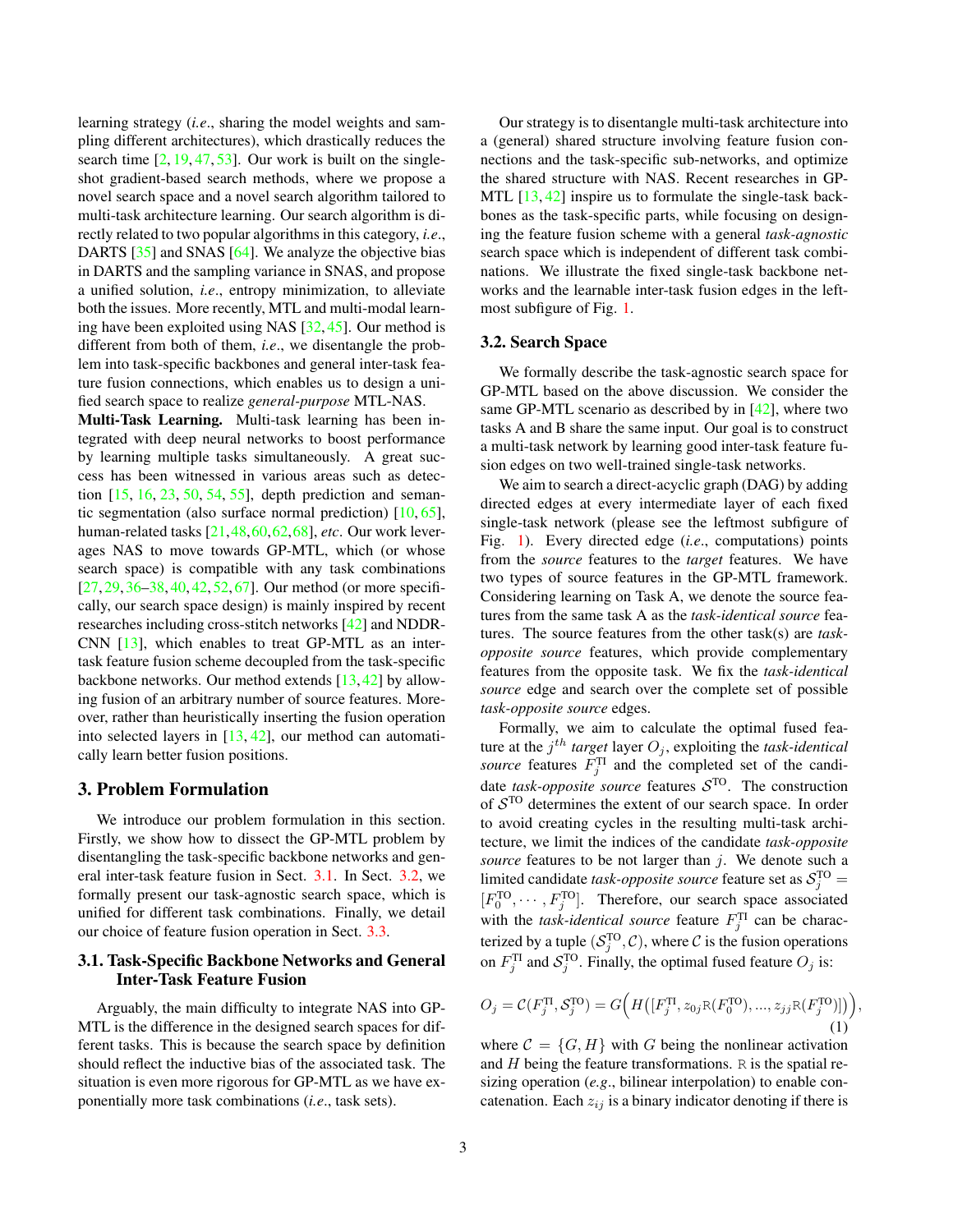learning strategy (*i.e*., sharing the model weights and sampling different architectures), which drastically reduces the search time [2, 19, 47, 53]. Our work is built on the single-shot gradient-based search methods, where we propose a novel search space and a novel search algorithm tailored to multi-task architecture learning. Our search algorithm is directly related to two popular algorithms in this category, *i.e*., DARTS [35] and SNAS [64]. We analyze the objective bias in DARTS and the sampling variance in SNAS, and propose a unified solution, *i.e*., entropy minimization, to alleviate both the issues. More recently, MTL and multi-modal learning have been exploited using NAS [32, 45]. Our method is different from both of them, *i.e*., we disentangle the problem into task-specific backbones and general inter-task feature fusion connections, which enables us to design a unified search space to realize *general-purpose* MTL-NAS.

**Multi-Task Learning.** Multi-task learning has been integrated with deep neural networks to boost performance by learning multiple tasks simultaneously. A great success has been witnessed in various areas such as detection [15, 16, 23, 50, 54, 55], depth prediction and semantic segmentation (also surface normal prediction) [10, 65], human-related tasks [21, 48, 60, 62, 68], *etc*. Our work leverages NAS to move towards GP-MTL, which (or whose search space) is compatible with any task combinations [27, 29, 36–38, 40, 42, 52, 67]. Our method (or more specifically, our search space design) is mainly inspired by recent researches including cross-stitch networks [42] and NDDR-CNN [13], which enables to treat GP-MTL as an inter-task feature fusion scheme decoupled from the task-specific backbone networks. Our method extends [13, 42] by allowing fusion of an arbitrary number of source features. Moreover, rather than heuristically inserting the fusion operation into selected layers in [13, 42], our method can automatically learn better fusion positions.

## 3. Problem Formulation

We introduce our problem formulation in this section. Firstly, we show how to dissect the GP-MTL problem by disentangling the task-specific backbone networks and general inter-task feature fusion in Sect. 3.1. In Sect. 3.2, we formally present our task-agnostic search space, which is unified for different task combinations. Finally, we detail our choice of feature fusion operation in Sect. 3.3.

### 3.1. Task-Specific Backbone Networks and General Inter-Task Feature Fusion

Arguably, the main difficulty to integrate NAS into GP-MTL is the difference in the designed search spaces for different tasks. This is because the search space by definition should reflect the inductive bias of the associated task. The situation is even more rigorous for GP-MTL as we have exponentially more task combinations (*i.e*., task sets).

Our strategy is to disentangle multi-task architecture into a (general) shared structure involving feature fusion connections and the task-specific sub-networks, and optimize the shared structure with NAS. Recent researches in GP-MTL [13, 42] inspire us to formulate the single-task backbones as the task-specific parts, while focusing on designing the feature fusion scheme with a general *task-agnostic* search space which is independent of different task combinations. We illustrate the fixed single-task backbone networks and the learnable inter-task fusion edges in the leftmost subfigure of Fig. 1.

### 3.2. Search Space

We formally describe the task-agnostic search space for GP-MTL based on the above discussion. We consider the same GP-MTL scenario as described by in [42], where two tasks A and B share the same input. Our goal is to construct a multi-task network by learning good inter-task feature fusion edges on two well-trained single-task networks.

We aim to search a direct-acyclic graph (DAG) by adding directed edges at every intermediate layer of each fixed single-task network (please see the leftmost subfigure of Fig. 1). Every directed edge (*i.e*., computations) points from the *source* features to the *target* features. We have two types of source features in the GP-MTL framework. Considering learning on Task A, we denote the source features from the same task A as the *task-identical source* features. The source features from the other task(s) are *task-opposite source* features, which provide complementary features from the opposite task. We fix the *task-identical source* edge and search over the complete set of possible *task-opposite source* edges.

Formally, we aim to calculate the optimal fused feature at the $j^{th}$ *target* layer $O_j$, exploiting the *task-identical source* features $F_j^{\text{TI}}$ and the completed set of the candidate *task-opposite source* features $\mathcal{S}^{\text{TO}}$. The construction of $\mathcal{S}^{\text{TO}}$ determines the extent of our search space. In order to avoid creating cycles in the resulting multi-task architecture, we limit the indices of the candidate *task-opposite source* features to be not larger than $j$. We denote such a limited candidate *task-opposite source* feature set as $\mathcal{S}_j^{\text{TO}} = [F_0^{\text{TO}}, \cdots, F_j^{\text{TO}}]$. Therefore, our search space associated with the *task-identical source* feature $F_j^{\text{TI}}$ can be characterized by a tuple $(\mathcal{S}_j^{\text{TO}}, \mathcal{C})$, where $\mathcal{C}$ is the fusion operations on $F_j^{\text{TI}}$ and $\mathcal{S}_j^{\text{TO}}$. Finally, the optimal fused feature $O_j$ is:

$$O_j = \mathcal{C}(F_j^{\text{TI}}, \mathcal{S}_j^{\text{TO}}) = G\Big(H\big([F_j^{\text{TI}}, z_{0j}\mathtt{R}(F_0^{\text{TO}}), ..., z_{jj}\mathtt{R}(F_j^{\text{TO}})]\big)\Big), \tag{1}$$

where $\mathcal{C} = \{G, H\}$ with $G$ being the nonlinear activation and $H$ being the feature transformations. $\mathtt{R}$ is the spatial resizing operation (*e.g*., bilinear interpolation) to enable concatenation. Each $z_{ij}$ is a binary indicator denoting if there is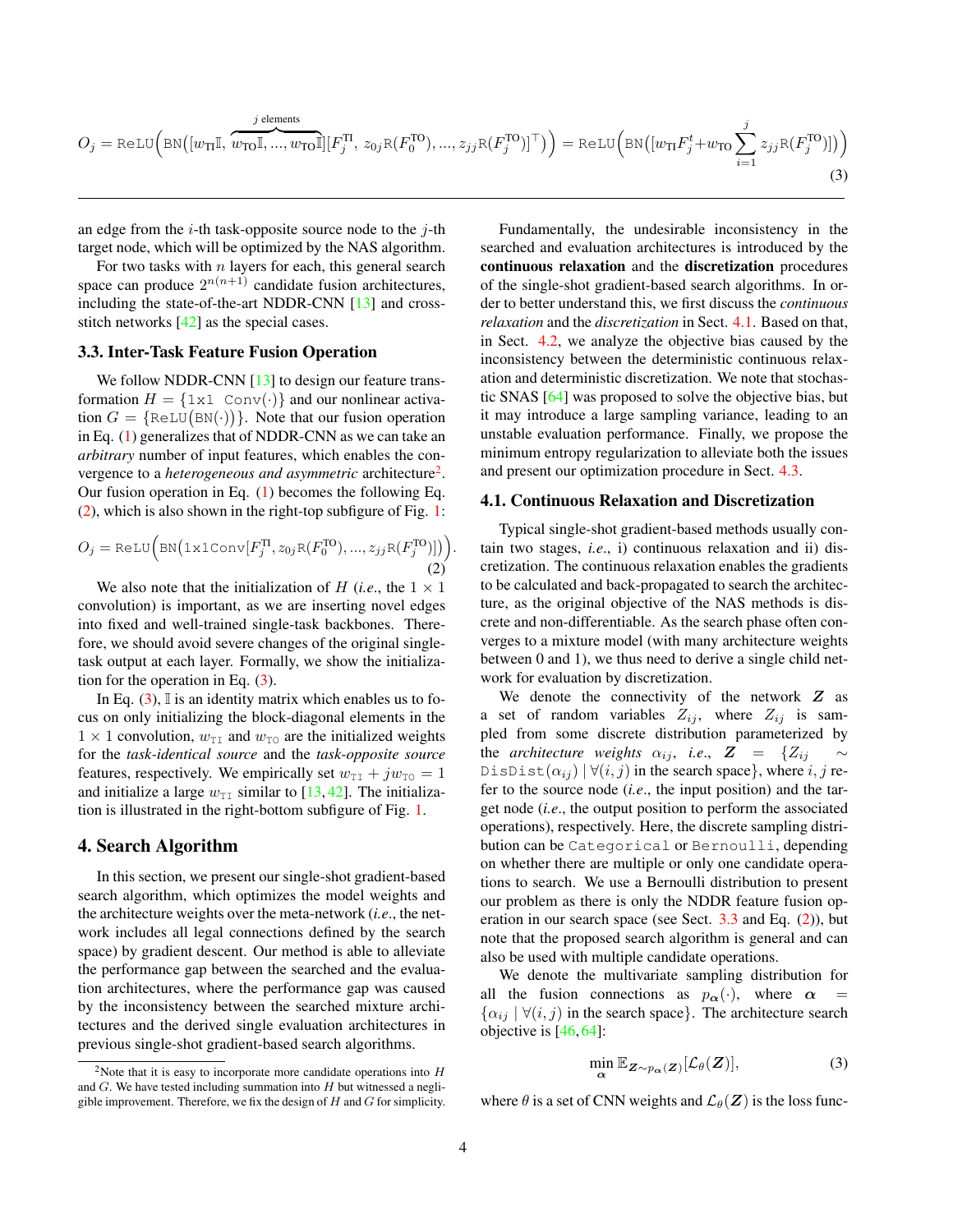$$O_j = \texttt{ReLU}\Big(\texttt{BN}\big([w_{\text{TI}}\mathbb{I}, \overbrace{w_{\text{TO}}\mathbb{I}, ..., w_{\text{TO}}\mathbb{I}}^{j \text{ elements}}][F_j^{\text{TI}}, z_{0j}\text{R}(F_0^{\text{TO}}), ..., z_{jj}\text{R}(F_j^{\text{TO}})]^\top\big)\Big) = \texttt{ReLU}\Big(\texttt{BN}\big([w_{\text{TI}}F_j^t + w_{\text{TO}}\sum_{i=1}^{j} z_{jj}\text{R}(F_j^{\text{TO}})]\big)\Big) \tag{3}$$

an edge from the $i$-th task-opposite source node to the $j$-th target node, which will be optimized by the NAS algorithm.

For two tasks with $n$ layers for each, this general search space can produce $2^{n(n+1)}$ candidate fusion architectures, including the state-of-the-art NDDR-CNN [13] and cross-stitch networks [42] as the special cases.

### 3.3. Inter-Task Feature Fusion Operation

We follow NDDR-CNN [13] to design our feature transformation $H = \{\texttt{1x1 Conv}(\cdot)\}$ and our nonlinear activation $G = \{\texttt{ReLU}\big(\texttt{BN}(\cdot)\big)\}$. Note that our fusion operation in Eq. (1) generalizes that of NDDR-CNN as we can take an *arbitrary* number of input features, which enables the convergence to a *heterogeneous and asymmetric* architecture[2]. Our fusion operation in Eq. (1) becomes the following Eq. (2), which is also shown in the right-top subfigure of Fig. 1:

$$O_j = \texttt{ReLU}\Big(\texttt{BN}\big(\texttt{1x1Conv}[F_j^{\text{TI}}, z_{0j}\text{R}(F_0^{\text{TO}}), ..., z_{jj}\text{R}(F_j^{\text{TO}})]\big)\Big). \tag{2}$$

We also note that the initialization of $H$ (*i.e*., the $1 \times 1$ convolution) is important, as we are inserting novel edges into fixed and well-trained single-task backbones. Therefore, we should avoid severe changes of the original single-task output at each layer. Formally, we show the initialization for the operation in Eq. (3).

In Eq. (3), $\mathbb{I}$ is an identity matrix which enables us to focus on only initializing the block-diagonal elements in the $1 \times 1$ convolution, $w_{\text{TI}}$ and $w_{\text{TO}}$ are the initialized weights for the *task-identical source* and the *task-opposite source* features, respectively. We empirically set $w_{\text{TI}} + jw_{\text{TO}} = 1$ and initialize a large $w_{\text{TI}}$ similar to [13, 42]. The initialization is illustrated in the right-bottom subfigure of Fig. 1.

## 4. Search Algorithm

In this section, we present our single-shot gradient-based search algorithm, which optimizes the model weights and the architecture weights over the meta-network (*i.e*., the network includes all legal connections defined by the search space) by gradient descent. Our method is able to alleviate the performance gap between the searched and the evaluation architectures, where the performance gap was caused by the inconsistency between the searched mixture architectures and the derived single evaluation architectures in previous single-shot gradient-based search algorithms.

[2] Note that it is easy to incorporate more candidate operations into $H$ and $G$. We have tested including summation into $H$ but witnessed a negligible improvement. Therefore, we fix the design of $H$ and $G$ for simplicity.

Fundamentally, the undesirable inconsistency in the searched and evaluation architectures is introduced by the **continuous relaxation** and the **discretization** procedures of the single-shot gradient-based search algorithms. In order to better understand this, we first discuss the *continuous relaxation* and the *discretization* in Sect. 4.1. Based on that, in Sect. 4.2, we analyze the objective bias caused by the inconsistency between the deterministic continuous relaxation and deterministic discretization. We note that stochastic SNAS [64] was proposed to solve the objective bias, but it may introduce a large sampling variance, leading to an unstable evaluation performance. Finally, we propose the minimum entropy regularization to alleviate both the issues and present our optimization procedure in Sect. 4.3.

### 4.1. Continuous Relaxation and Discretization

Typical single-shot gradient-based methods usually contain two stages, *i.e*., i) continuous relaxation and ii) discretization. The continuous relaxation enables the gradients to be calculated and back-propagated to search the architecture, as the original objective of the NAS methods is discrete and non-differentiable. As the search phase often converges to a mixture model (with many architecture weights between 0 and 1), we thus need to derive a single child network for evaluation by discretization.

We denote the connectivity of the network $\boldsymbol{Z}$ as a set of random variables $Z_{ij}$, where $Z_{ij}$ is sampled from some discrete distribution parameterized by the *architecture weights* $\alpha_{ij}$, *i.e*., $\boldsymbol{Z} = \{Z_{ij} \sim \texttt{DisDist}(\alpha_{ij}) \mid \forall(i,j)$ in the search space$\}$, where $i, j$ refer to the source node (*i.e*., the input position) and the target node (*i.e*., the output position to perform the associated operations), respectively. Here, the discrete sampling distribution can be `Categorical` or `Bernoulli`, depending on whether there are multiple or only one candidate operations to search. We use a Bernoulli distribution to present our problem as there is only the NDDR feature fusion operation in our search space (see Sect. 3.3 and Eq. (2)), but note that the proposed search algorithm is general and can also be used with multiple candidate operations.

We denote the multivariate sampling distribution for all the fusion connections as $p_{\boldsymbol{\alpha}}(\cdot)$, where $\boldsymbol{\alpha} = \{\alpha_{ij} \mid \forall(i,j)$ in the search space$\}$. The architecture search objective is [46, 64]:

$$\min_{\boldsymbol{\alpha}} \mathbb{E}_{\boldsymbol{Z} \sim p_{\boldsymbol{\alpha}}(\boldsymbol{Z})}[\mathcal{L}_\theta(\boldsymbol{Z})], \tag{3}$$

where $\theta$ is a set of CNN weights and $\mathcal{L}_\theta(\boldsymbol{Z})$ is the loss func-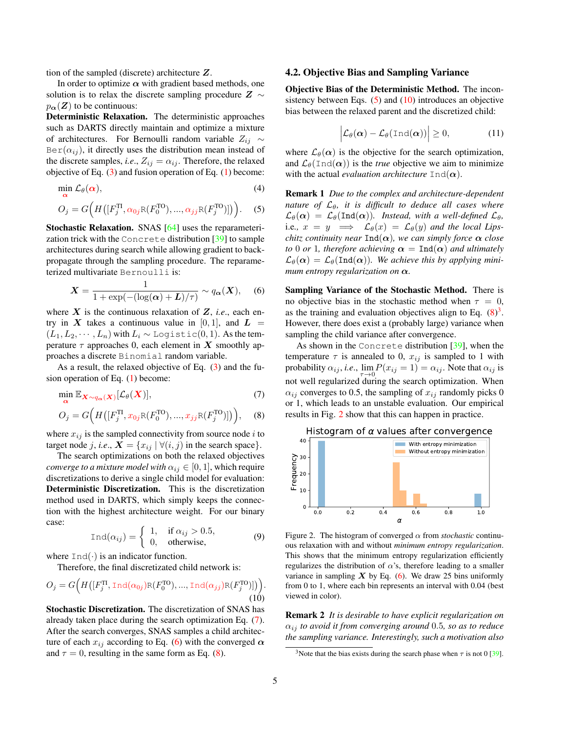tion of the sampled (discrete) architecture $\boldsymbol{Z}$.

In order to optimize $\boldsymbol{\alpha}$ with gradient based methods, one solution is to relax the discrete sampling procedure $\boldsymbol{Z} \sim p_{\boldsymbol{\alpha}}(\boldsymbol{Z})$ to be continuous:

**Deterministic Relaxation.** The deterministic approaches such as DARTS directly maintain and optimize a mixture of architectures. For Bernoulli random variable $Z_{ij} \sim \texttt{Ber}(\alpha_{ij})$, it directly uses the distribution mean instead of the discrete samples, *i.e.*, $Z_{ij} = \alpha_{ij}$. Therefore, the relaxed objective of Eq. (3) and fusion operation of Eq. (1) become:

$$\min_{\boldsymbol{\alpha}} \mathcal{L}_\theta(\boldsymbol{\alpha}), \tag{4}$$

$$O_j = G\Big(H\big([F_j^{\text{TI}}, \alpha_{0j}\text{R}(F_0^{\text{TO}}), ..., \alpha_{jj}\text{R}(F_j^{\text{TO}})]\big)\Big). \tag{5}$$

**Stochastic Relaxation.** SNAS [64] uses the reparameterization trick with the $\texttt{Concrete}$ distribution [39] to sample architectures during search while allowing gradient to backpropagate through the sampling procedure. The reparameterized multivariate $\texttt{Bernoulli}$ is:

$$\boldsymbol{X} = \frac{1}{1+\exp(-(\log(\boldsymbol{\alpha}) + \boldsymbol{L})/\tau)} \sim q_{\boldsymbol{\alpha}}(\boldsymbol{X}), \tag{6}$$

where $\boldsymbol{X}$ is the continuous relaxation of $\boldsymbol{Z}$, *i.e.*, each entry in $\boldsymbol{X}$ takes a continuous value in $[0, 1]$, and $\boldsymbol{L} = (L_1, L_2, \cdots, L_n)$ with $L_i \sim \texttt{Logistic}(0, 1)$. As the temperature $\tau$ approaches 0, each element in $\boldsymbol{X}$ smoothly approaches a discrete $\texttt{Binomial}$ random variable.

As a result, the relaxed objective of Eq. (3) and the fusion operation of Eq. (1) become:

$$\min_{\boldsymbol{\alpha}} \mathbb{E}_{\boldsymbol{X}\sim q_{\boldsymbol{\alpha}}(\boldsymbol{X})}[\mathcal{L}_\theta(\boldsymbol{X})], \tag{7}$$

$$O_j = G\Big(H\big([F_j^{\text{TI}}, x_{0j}\text{R}(F_0^{\text{TO}}), ..., x_{jj}\text{R}(F_j^{\text{TO}})]\big)\Big), \tag{8}$$

where $x_{ij}$ is the sampled connectivity from source node $i$ to target node $j$, *i.e.*, $\boldsymbol{X} = \{x_{ij} \mid \forall(i, j) \text{ in the search space}\}$.

The search optimizations on both the relaxed objectives *converge to a mixture model with* $\alpha_{ij} \in [0, 1]$, which require discretizations to derive a single child model for evaluation:

**Deterministic Discretization.** This is the discretization method used in DARTS, which simply keeps the connection with the highest architecture weight. For our binary case:

$$\texttt{Ind}(\alpha_{ij}) = \begin{cases} 1, & \text{if } \alpha_{ij} > 0.5, \\ 0, & \text{otherwise}, \end{cases} \tag{9}$$

where $\texttt{Ind}(\cdot)$ is an indicator function.

Therefore, the final discretizated child network is:

$$O_j = G\Big(H\big([F_j^{\text{TI}}, \texttt{Ind}(\alpha_{0j})\text{R}(F_0^{\text{TO}}), ..., \texttt{Ind}(\alpha_{jj})\text{R}(F_j^{\text{TO}})]\big)\Big). \tag{10}$$

**Stochastic Discretization.** The discretization of SNAS has already taken place during the search optimization Eq. (7). After the search converges, SNAS samples a child architecture of each $x_{ij}$ according to Eq. (6) with the converged $\boldsymbol{\alpha}$ and $\tau = 0$, resulting in the same form as Eq. (8).

### 4.2. Objective Bias and Sampling Variance

**Objective Bias of the Deterministic Method.** The inconsistency between Eqs. (5) and (10) introduces an objective bias between the relaxed parent and the discretized child:

$$\Big|\mathcal{L}_\theta(\boldsymbol{\alpha}) - \mathcal{L}_\theta(\texttt{Ind}(\boldsymbol{\alpha}))\Big| \geq 0, \tag{11}$$

where $\mathcal{L}_\theta(\boldsymbol{\alpha})$ is the objective for the search optimization, and $\mathcal{L}_\theta(\texttt{Ind}(\boldsymbol{\alpha}))$ is the *true* objective we aim to minimize with the actual *evaluation architecture* $\texttt{Ind}(\boldsymbol{\alpha})$.

**Remark 1** *Due to the complex and architecture-dependent nature of $\mathcal{L}_\theta$, it is difficult to deduce all cases where $\mathcal{L}_\theta(\boldsymbol{\alpha}) = \mathcal{L}_\theta(\texttt{Ind}(\boldsymbol{\alpha}))$. Instead, with a well-defined $\mathcal{L}_\theta$,* i.e., *$x = y \implies \mathcal{L}_\theta(x) = \mathcal{L}_\theta(y)$ and the local Lipschitz continuity near $\texttt{Ind}(\boldsymbol{\alpha})$, we can simply force $\boldsymbol{\alpha}$ close to 0 or 1, therefore achieving $\boldsymbol{\alpha} = \texttt{Ind}(\boldsymbol{\alpha})$ and ultimately $\mathcal{L}_\theta(\boldsymbol{\alpha}) = \mathcal{L}_\theta(\texttt{Ind}(\boldsymbol{\alpha}))$. We achieve this by applying minimum entropy regularization on $\boldsymbol{\alpha}$.*

**Sampling Variance of the Stochastic Method.** There is no objective bias in the stochastic method when $\tau = 0$, as the training and evaluation objectives align to Eq. (8)[3]. However, there does exist a (probably large) variance when sampling the child variance after convergence.

As shown in the $\texttt{Concrete}$ distribution [39], when the temperature $\tau$ is annealed to 0, $x_{ij}$ is sampled to 1 with probability $\alpha_{ij}$, *i.e.*, $\lim_{\tau\to 0} P(x_{ij} = 1) = \alpha_{ij}$. Note that $\alpha_{ij}$ is not well regularized during the search optimization. When $\alpha_{ij}$ converges to 0.5, the sampling of $x_{ij}$ randomly picks 0 or 1, which leads to an unstable evaluation. Our empirical results in Fig. 2 show that this can happen in practice.

Figure 2. The histogram of converged $\alpha$ from *stochastic* continuous relaxation with and without *minimum entropy regularization*. This shows that the minimum entropy regularization efficiently regularizes the distribution of $\alpha$'s, therefore leading to a smaller variance in sampling $\boldsymbol{X}$ by Eq. (6). We draw 25 bins uniformly from 0 to 1, where each bin represents an interval with 0.04 (best viewed in color).

**Remark 2** *It is desirable to have explicit regularization on $\alpha_{ij}$ to avoid it from converging around 0.5, so as to reduce the sampling variance. Interestingly, such a motivation also*

[3] Note that the bias exists during the search phase when $\tau$ is not 0 [39].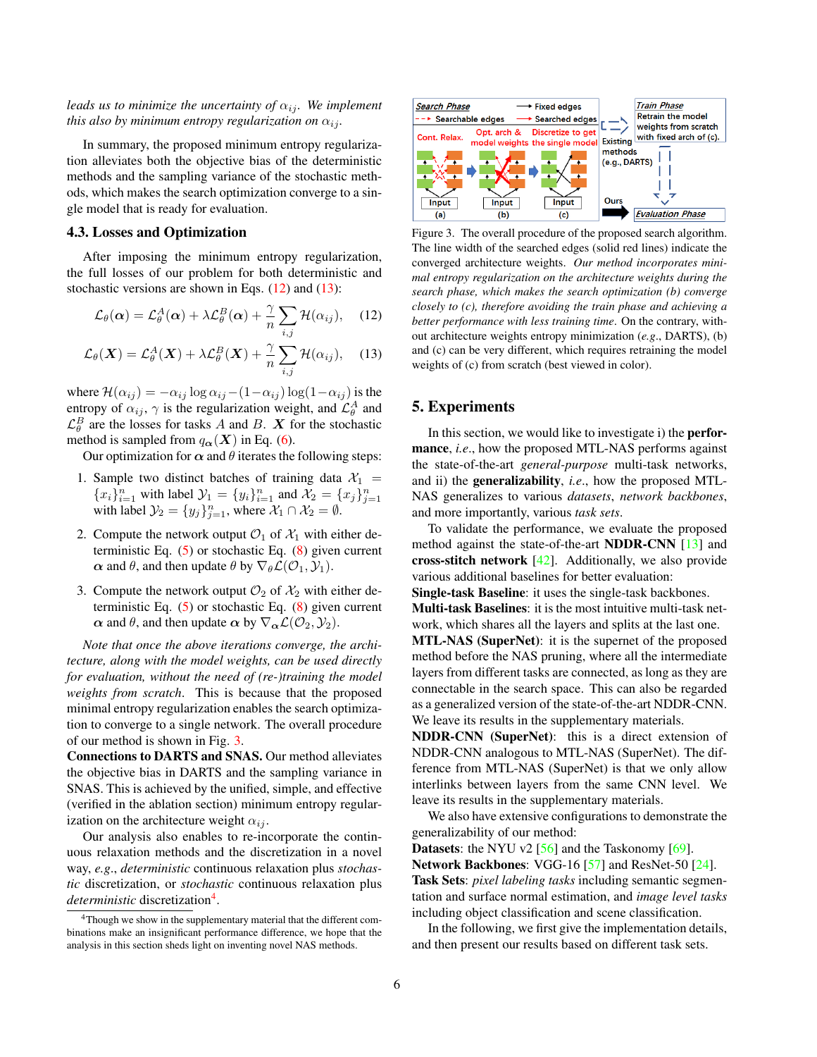*leads us to minimize the uncertainty of $\alpha_{ij}$. We implement this also by minimum entropy regularization on $\alpha_{ij}$.*

In summary, the proposed minimum entropy regularization alleviates both the objective bias of the deterministic methods and the sampling variance of the stochastic methods, which makes the search optimization converge to a single model that is ready for evaluation.

### 4.3. Losses and Optimization

After imposing the minimum entropy regularization, the full losses of our problem for both deterministic and stochastic versions are shown in Eqs. (12) and (13):

$$\mathcal{L}_\theta(\boldsymbol{\alpha}) = \mathcal{L}^A_\theta(\boldsymbol{\alpha}) + \lambda \mathcal{L}^B_\theta(\boldsymbol{\alpha}) + \frac{\gamma}{n} \sum_{i,j} \mathcal{H}(\alpha_{ij}), \quad (12)$$

$$\mathcal{L}_\theta(\boldsymbol{X}) = \mathcal{L}^A_\theta(\boldsymbol{X}) + \lambda \mathcal{L}^B_\theta(\boldsymbol{X}) + \frac{\gamma}{n} \sum_{i,j} \mathcal{H}(\alpha_{ij}), \quad (13)$$

where $\mathcal{H}(\alpha_{ij}) = -\alpha_{ij} \log \alpha_{ij} - (1-\alpha_{ij}) \log(1-\alpha_{ij})$ is the entropy of $\alpha_{ij}$, $\gamma$ is the regularization weight, and $\mathcal{L}^A_\theta$ and $\mathcal{L}^B_\theta$ are the losses for tasks $A$ and $B$. $\boldsymbol{X}$ for the stochastic method is sampled from $q_{\boldsymbol{\alpha}}(\boldsymbol{X})$ in Eq. (6).

Our optimization for $\boldsymbol{\alpha}$ and $\theta$ iterates the following steps:

1. Sample two distinct batches of training data $\mathcal{X}_1 = \{x_i\}_{i=1}^n$ with label $\mathcal{Y}_1 = \{y_i\}_{i=1}^n$ and $\mathcal{X}_2 = \{x_j\}_{j=1}^n$ with label $\mathcal{Y}_2 = \{y_j\}_{j=1}^n$, where $\mathcal{X}_1 \cap \mathcal{X}_2 = \emptyset$.
2. Compute the network output $\mathcal{O}_1$ of $\mathcal{X}_1$ with either deterministic Eq. (5) or stochastic Eq. (8) given current $\boldsymbol{\alpha}$ and $\theta$, and then update $\theta$ by $\nabla_\theta \mathcal{L}(\mathcal{O}_1, \mathcal{Y}_1)$.
3. Compute the network output $\mathcal{O}_2$ of $\mathcal{X}_2$ with either deterministic Eq. (5) or stochastic Eq. (8) given current $\boldsymbol{\alpha}$ and $\theta$, and then update $\boldsymbol{\alpha}$ by $\nabla_{\boldsymbol{\alpha}} \mathcal{L}(\mathcal{O}_2, \mathcal{Y}_2)$.

*Note that once the above iterations converge, the architecture, along with the model weights, can be used directly for evaluation, without the need of (re-)training the model weights from scratch.* This is because that the proposed minimal entropy regularization enables the search optimization to converge to a single network. The overall procedure of our method is shown in Fig. 3.

**Connections to DARTS and SNAS.** Our method alleviates the objective bias in DARTS and the sampling variance in SNAS. This is achieved by the unified, simple, and effective (verified in the ablation section) minimum entropy regularization on the architecture weight $\alpha_{ij}$.

Our analysis also enables to re-incorporate the continuous relaxation methods and the discretization in a novel way, *e.g.*, *deterministic* continuous relaxation plus *stochastic* discretization, or *stochastic* continuous relaxation plus *deterministic* discretization[4].

[4] Though we show in the supplementary material that the different combinations make an insignificant performance difference, we hope that the analysis in this section sheds light on inventing novel NAS methods.

Figure 3. The overall procedure of the proposed search algorithm. The line width of the searched edges (solid red lines) indicate the converged architecture weights. *Our method incorporates minimal entropy regularization on the architecture weights during the search phase, which makes the search optimization (b) converge closely to (c), therefore avoiding the train phase and achieving a better performance with less training time.* On the contrary, without architecture weights entropy minimization (*e.g.*, DARTS), (b) and (c) can be very different, which requires retraining the model weights of (c) from scratch (best viewed in color).

## 5. Experiments

In this section, we would like to investigate i) the **performance**, *i.e.*, how the proposed MTL-NAS performs against the state-of-the-art *general-purpose* multi-task networks, and ii) the **generalizability**, *i.e.*, how the proposed MTL-NAS generalizes to various *datasets*, *network backbones*, and more importantly, various *task sets*.

To validate the performance, we evaluate the proposed method against the state-of-the-art **NDDR-CNN** [13] and **cross-stitch network** [42]. Additionally, we also provide various additional baselines for better evaluation:

**Single-task Baseline**: it uses the single-task backbones.

**Multi-task Baselines**: it is the most intuitive multi-task network, which shares all the layers and splits at the last one.

**MTL-NAS (SuperNet)**: it is the supernet of the proposed method before the NAS pruning, where all the intermediate layers from different tasks are connected, as long as they are connectable in the search space. This can also be regarded as a generalized version of the state-of-the-art NDDR-CNN. We leave its results in the supplementary materials.

**NDDR-CNN (SuperNet)**: this is a direct extension of NDDR-CNN analogous to MTL-NAS (SuperNet). The difference from MTL-NAS (SuperNet) is that we only allow interlinks between layers from the same CNN level. We leave its results in the supplementary materials.

We also have extensive configurations to demonstrate the generalizability of our method:

**Datasets**: the NYU v2 [56] and the Taskonomy [69].

**Network Backbones**: VGG-16 [57] and ResNet-50 [24].

**Task Sets**: *pixel labeling tasks* including semantic segmentation and surface normal estimation, and *image level tasks* including object classification and scene classification.

In the following, we first give the implementation details, and then present our results based on different task sets.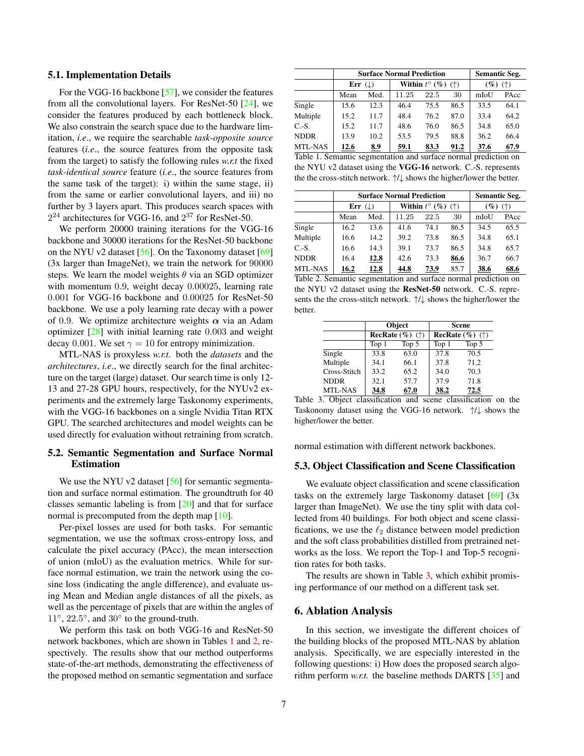### 5.1. Implementation Details

For the VGG-16 backbone [57], we consider the features from all the convolutional layers. For ResNet-50 [24], we consider the features produced by each bottleneck block. We also constrain the search space due to the hardware limitation, *i.e*., we require the searchable *task-opposite source* features (*i.e*., the source features from the opposite task from the target) to satisfy the following rules *w.r.t* the fixed *task-identical source* feature (*i.e*., the source features from the same task of the target): i) within the same stage, ii) from the same or earlier convolutional layers, and iii) no further by 3 layers apart. This produces search spaces with $2^{24}$ architectures for VGG-16, and $2^{37}$ for ResNet-50.

We perform 20000 training iterations for the VGG-16 backbone and 30000 iterations for the ResNet-50 backbone on the NYU v2 dataset [56]. On the Taxonomy dataset [69] (3x larger than ImageNet), we train the network for 90000 steps. We learn the model weights $\theta$ via an SGD optimizer with momentum 0.9, weight decay 0.00025, learning rate 0.001 for VGG-16 backbone and 0.00025 for ResNet-50 backbone. We use a poly learning rate decay with a power of 0.9. We optimize architecture weights $\alpha$ via an Adam optimizer [28] with initial learning rate 0.003 and weight decay 0.001. We set $\gamma = 10$ for entropy minimization.

MTL-NAS is proxyless *w.r.t.* both the *datasets* and the *architectures*, *i.e*., we directly search for the final architecture on the target (large) dataset. Our search time is only 12-13 and 27-28 GPU hours, respectively, for the NYUv2 experiments and the extremely large Taskonomy experiments, with the VGG-16 backbones on a single Nvidia Titan RTX GPU. The searched architectures and model weights can be used directly for evaluation without retraining from scratch.

### 5.2. Semantic Segmentation and Surface Normal Estimation

We use the NYU v2 dataset [56] for semantic segmentation and surface normal estimation. The groundtruth for 40 classes semantic labeling is from [20] and that for surface normal is precomputed from the depth map [10].

Per-pixel losses are used for both tasks. For semantic segmentation, we use the softmax cross-entropy loss, and calculate the pixel accuracy (PAcc), the mean intersection of union (mIoU) as the evaluation metrics. While for surface normal estimation, we train the network using the cosine loss (indicating the angle difference), and evaluate using Mean and Median angle distances of all the pixels, as well as the percentage of pixels that are within the angles of $11°$, $22.5°$, and $30°$ to the ground-truth.

We perform this task on both VGG-16 and ResNet-50 network backbones, which are shown in Tables 1 and 2, respectively. The results show that our method outperforms state-of-the-art methods, demonstrating the effectiveness of the proposed method on semantic segmentation and surface normal estimation with different network backbones.

| | Surface Normal Prediction | | | | | Semantic Seg. | |
|---|---|---|---|---|---|---|---|
| | Err (↓) | | Within $t°$ (%) (↑) | | | (%) (↑) | |
| | Mean | Med. | 11.25 | 22.5 | 30 | mIoU | PAcc |
| Single | 15.6 | 12.3 | 46.4 | 75.5 | 86.5 | 33.5 | 64.1 |
| Multiple | 15.2 | 11.7 | 48.4 | 76.2 | 87.0 | 33.4 | 64.2 |
| C.-S. | 15.2 | 11.7 | 48.6 | 76.0 | 86.5 | 34.8 | 65.0 |
| NDDR | 13.9 | 10.2 | 53.5 | 79.5 | 88.8 | 36.2 | 66.4 |
| MTL-NAS | **12.6** | **8.9** | **59.1** | **83.3** | **91.2** | **37.6** | **67.9** |

Table 1. Semantic segmentation and surface normal prediction on the NYU v2 dataset using the **VGG-16** network. C.-S. represents the the cross-stitch network. ↑/↓ shows the higher/lower the better.

| | Surface Normal Prediction | | | | | Semantic Seg. | |
|---|---|---|---|---|---|---|---|
| | Err (↓) | | Within $t°$ (%) (↑) | | | (%) (↑) | |
| | Mean | Med. | 11.25 | 22.5 | 30 | mIoU | PAcc |
| Single | 16.2 | 13.6 | 41.6 | 74.1 | 86.5 | 34.5 | 65.5 |
| Multiple | 16.6 | 14.2 | 39.2 | 73.8 | 86.5 | 34.8 | 65.1 |
| C.-S. | 16.6 | 14.3 | 39.1 | 73.7 | 86.5 | 34.8 | 65.7 |
| NDDR | 16.4 | **12.8** | 42.6 | 73.3 | **86.6** | 36.7 | 66.7 |
| MTL-NAS | **16.2** | **12.8** | **44.8** | **73.9** | 85.7 | **38.6** | **68.6** |

Table 2. Semantic segmentation and surface normal prediction on the NYU v2 dataset using the **ResNet-50** network. C.-S. represents the the cross-stitch network. ↑/↓ shows the higher/lower the better.

| | Object | | Scene | |
|---|---|---|---|---|
| | RecRate (%) (↑) | | RecRate (%) (↑) | |
| | Top 1 | Top 5 | Top 1 | Top 5 |
| Single | 33.8 | 63.0 | 37.8 | 70.5 |
| Multiple | 34.1 | 66.1 | 37.8 | 71.2 |
| Cross-Stitch | 33.2 | 65.2 | 34.0 | 70.3 |
| NDDR | 32.1 | 57.7 | 37.9 | 71.8 |
| MTL-NAS | **34.8** | **67.0** | **38.2** | **72.5** |

Table 3. Object classification and scene classification on the Taskonomy dataset using the VGG-16 network. ↑/↓ shows the higher/lower the better.

### 5.3. Object Classification and Scene Classification

We evaluate object classification and scene classification tasks on the extremely large Taskonomy dataset [69] (3x larger than ImageNet). We use the tiny split with data collected from 40 buildings. For both object and scene classifications, we use the $\ell_2$ distance between model prediction and the soft class probabilities distilled from pretrained networks as the loss. We report the Top-1 and Top-5 recognition rates for both tasks.

The results are shown in Table 3, which exhibit promising performance of our method on a different task set.

## 6. Ablation Analysis

In this section, we investigate the different choices of the building blocks of the proposed MTL-NAS by ablation analysis. Specifically, we are especially interested in the following questions: i) How does the proposed search algorithm perform *w.r.t.* the baseline methods DARTS [35] and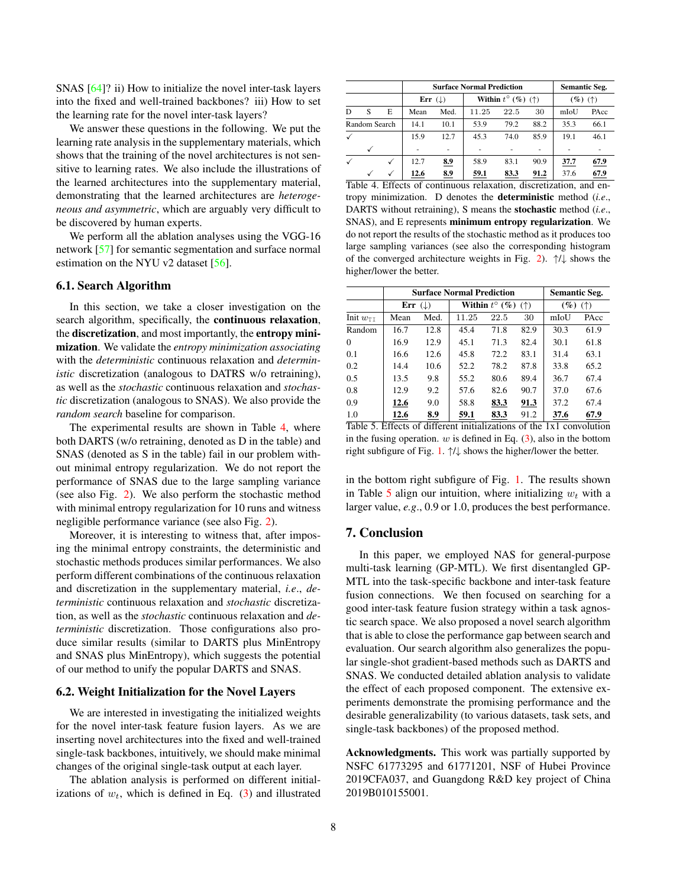SNAS [64]? ii) How to initialize the novel inter-task layers into the fixed and well-trained backbones? iii) How to set the learning rate for the novel inter-task layers?

We answer these questions in the following. We put the learning rate analysis in the supplementary materials, which shows that the training of the novel architectures is not sensitive to learning rates. We also include the illustrations of the learned architectures into the supplementary material, demonstrating that the learned architectures are *heterogeneous and asymmetric*, which are arguably very difficult to be discovered by human experts.

We perform all the ablation analyses using the VGG-16 network [57] for semantic segmentation and surface normal estimation on the NYU v2 dataset [56].

### 6.1. Search Algorithm

In this section, we take a closer investigation on the search algorithm, specifically, the **continuous relaxation**, the **discretization**, and most importantly, the **entropy minimization**. We validate the *entropy minimization associating* with the *deterministic* continuous relaxation and *deterministic* discretization (analogous to DATRS w/o retraining), as well as the *stochastic* continuous relaxation and *stochastic* discretization (analogous to SNAS). We also provide the *random search* baseline for comparison.

The experimental results are shown in Table 4, where both DARTS (w/o retraining, denoted as D in the table) and SNAS (denoted as S in the table) fail in our problem without minimal entropy regularization. We do not report the performance of SNAS due to the large sampling variance (see also Fig. 2). We also perform the stochastic method with minimal entropy regularization for 10 runs and witness negligible performance variance (see also Fig. 2).

Moreover, it is interesting to witness that, after imposing the minimal entropy constraints, the deterministic and stochastic methods produces similar performances. We also perform different combinations of the continuous relaxation and discretization in the supplementary material, *i.e*., *deterministic* continuous relaxation and *stochastic* discretization, as well as the *stochastic* continuous relaxation and *deterministic* discretization. Those configurations also produce similar results (similar to DARTS plus MinEntropy and SNAS plus MinEntropy), which suggests the potential of our method to unify the popular DARTS and SNAS.

### 6.2. Weight Initialization for the Novel Layers

We are interested in investigating the initialized weights for the novel inter-task feature fusion layers. As we are inserting novel architectures into the fixed and well-trained single-task backbones, intuitively, we should make minimal changes of the original single-task output at each layer.

The ablation analysis is performed on different initializations of $w_t$, which is defined in Eq. (3) and illustrated in the bottom right subfigure of Fig. 1. The results shown in Table 5 align our intuition, where initializing $w_t$ with a larger value, *e.g*., 0.9 or 1.0, produces the best performance.

| | | | Surface Normal Prediction | | | | | Semantic Seg. | |
|---|---|---|---|---|---|---|---|---|---|
| | | | Err (↓) | | Within $t^\circ$ (%) (↑) | | | (%) (↑) | |
| D | S | E | Mean | Med. | 11.25 | 22.5 | 30 | mIoU | PAcc |
| Random Search | | | 14.1 | 10.1 | 53.9 | 79.2 | 88.2 | 35.3 | 66.1 |
| ✓ | | | 15.9 | 12.7 | 45.3 | 74.0 | 85.9 | 19.1 | 46.1 |
| | ✓ | | - | - | - | - | - | - | - |
| ✓ | | ✓ | 12.7 | **8.9** | 58.9 | 83.1 | 90.9 | **37.7** | **67.9** |
| | ✓ | ✓ | **12.6** | **8.9** | **59.1** | **83.3** | **91.2** | 37.6 | **67.9** |

Table 4. Effects of continuous relaxation, discretization, and entropy minimization. D denotes the **deterministic** method (*i.e*., DARTS without retraining), S means the **stochastic** method (*i.e*., SNAS), and E represents **minimum entropy regularization**. We do not report the results of the stochastic method as it produces too large sampling variances (see also the corresponding histogram of the converged architecture weights in Fig. 2). ↑/↓ shows the higher/lower the better.

| | Surface Normal Prediction | | | | | Semantic Seg. | |
|---|---|---|---|---|---|---|---|
| | Err (↓) | | Within $t^\circ$ (%) (↑) | | | (%) (↑) | |
| Init $w_{\mathrm{TI}}$ | Mean | Med. | 11.25 | 22.5 | 30 | mIoU | PAcc |
| Random | 16.7 | 12.8 | 45.4 | 71.8 | 82.9 | 30.3 | 61.9 |
| 0 | 16.9 | 12.9 | 45.1 | 71.3 | 82.4 | 30.1 | 61.8 |
| 0.1 | 16.6 | 12.6 | 45.8 | 72.2 | 83.1 | 31.4 | 63.1 |
| 0.2 | 14.4 | 10.6 | 52.2 | 78.2 | 87.8 | 33.8 | 65.2 |
| 0.5 | 13.5 | 9.8 | 55.2 | 80.6 | 89.4 | 36.7 | 67.4 |
| 0.8 | 12.9 | 9.2 | 57.6 | 82.6 | 90.7 | 37.0 | 67.6 |
| 0.9 | **12.6** | 9.0 | 58.8 | **83.3** | **91.3** | 37.2 | 67.4 |
| 1.0 | **12.6** | **8.9** | **59.1** | **83.3** | 91.2 | **37.6** | **67.9** |

Table 5. Effects of different initializations of the 1x1 convolution in the fusing operation. $w$ is defined in Eq. (3), also in the bottom right subfigure of Fig. 1. ↑/↓ shows the higher/lower the better.

## 7. Conclusion

In this paper, we employed NAS for general-purpose multi-task learning (GP-MTL). We first disentangled GP-MTL into the task-specific backbone and inter-task feature fusion connections. We then focused on searching for a good inter-task feature fusion strategy within a task agnostic search space. We also proposed a novel search algorithm that is able to close the performance gap between search and evaluation. Our search algorithm also generalizes the popular single-shot gradient-based methods such as DARTS and SNAS. We conducted detailed ablation analysis to validate the effect of each proposed component. The extensive experiments demonstrate the promising performance and the desirable generalizability (to various datasets, task sets, and single-task backbones) of the proposed method.

**Acknowledgments.** This work was partially supported by NSFC 61773295 and 61771201, NSF of Hubei Province 2019CFA037, and Guangdong R&D key project of China 2019B010155001.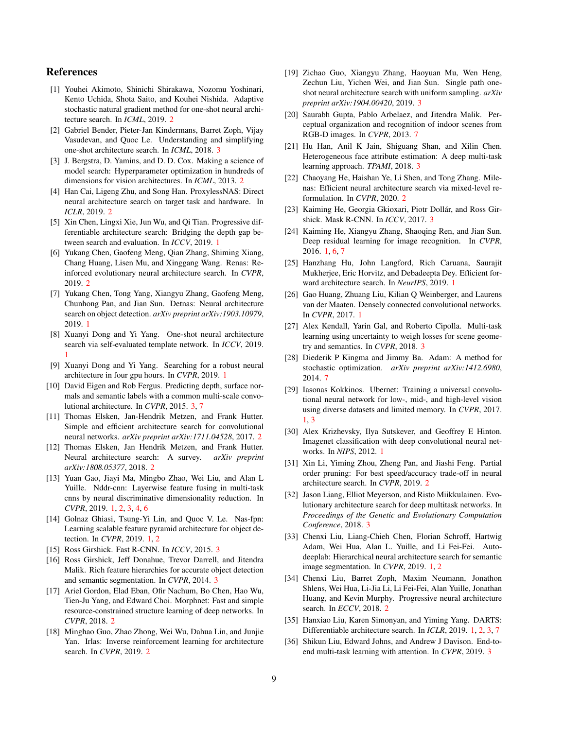## References

[1] Youhei Akimoto, Shinichi Shirakawa, Nozomu Yoshinari, Kento Uchida, Shota Saito, and Kouhei Nishida. Adaptive stochastic natural gradient method for one-shot neural architecture search. In *ICML*, 2019. 2

[2] Gabriel Bender, Pieter-Jan Kindermans, Barret Zoph, Vijay Vasudevan, and Quoc Le. Understanding and simplifying one-shot architecture search. In *ICML*, 2018. 3

[3] J. Bergstra, D. Yamins, and D. D. Cox. Making a science of model search: Hyperparameter optimization in hundreds of dimensions for vision architectures. In *ICML*, 2013. 2

[4] Han Cai, Ligeng Zhu, and Song Han. ProxylessNAS: Direct neural architecture search on target task and hardware. In *ICLR*, 2019. 2

[5] Xin Chen, Lingxi Xie, Jun Wu, and Qi Tian. Progressive differentiable architecture search: Bridging the depth gap between search and evaluation. In *ICCV*, 2019. 1

[6] Yukang Chen, Gaofeng Meng, Qian Zhang, Shiming Xiang, Chang Huang, Lisen Mu, and Xinggang Wang. Renas: Reinforced evolutionary neural architecture search. In *CVPR*, 2019. 2

[7] Yukang Chen, Tong Yang, Xiangyu Zhang, Gaofeng Meng, Chunhong Pan, and Jian Sun. Detnas: Neural architecture search on object detection. *arXiv preprint arXiv:1903.10979*, 2019. 1

[8] Xuanyi Dong and Yi Yang. One-shot neural architecture search via self-evaluated template network. In *ICCV*, 2019. 1

[9] Xuanyi Dong and Yi Yang. Searching for a robust neural architecture in four gpu hours. In *CVPR*, 2019. 1

[10] David Eigen and Rob Fergus. Predicting depth, surface normals and semantic labels with a common multi-scale convolutional architecture. In *CVPR*, 2015. 3, 7

[11] Thomas Elsken, Jan-Hendrik Metzen, and Frank Hutter. Simple and efficient architecture search for convolutional neural networks. *arXiv preprint arXiv:1711.04528*, 2017. 2

[12] Thomas Elsken, Jan Hendrik Metzen, and Frank Hutter. Neural architecture search: A survey. *arXiv preprint arXiv:1808.05377*, 2018. 2

[13] Yuan Gao, Jiayi Ma, Mingbo Zhao, Wei Liu, and Alan L Yuille. Nddr-cnn: Layerwise feature fusing in multi-task cnns by neural discriminative dimensionality reduction. In *CVPR*, 2019. 1, 2, 3, 4, 6

[14] Golnaz Ghiasi, Tsung-Yi Lin, and Quoc V. Le. Nas-fpn: Learning scalable feature pyramid architecture for object detection. In *CVPR*, 2019. 1, 2

[15] Ross Girshick. Fast R-CNN. In *ICCV*, 2015. 3

[16] Ross Girshick, Jeff Donahue, Trevor Darrell, and Jitendra Malik. Rich feature hierarchies for accurate object detection and semantic segmentation. In *CVPR*, 2014. 3

[17] Ariel Gordon, Elad Eban, Ofir Nachum, Bo Chen, Hao Wu, Tien-Ju Yang, and Edward Choi. Morphnet: Fast and simple resource-constrained structure learning of deep networks. In *CVPR*, 2018. 2

[18] Minghao Guo, Zhao Zhong, Wei Wu, Dahua Lin, and Junjie Yan. Irlas: Inverse reinforcement learning for architecture search. In *CVPR*, 2019. 2

[19] Zichao Guo, Xiangyu Zhang, Haoyuan Mu, Wen Heng, Zechun Liu, Yichen Wei, and Jian Sun. Single path one-shot neural architecture search with uniform sampling. *arXiv preprint arXiv:1904.00420*, 2019. 3

[20] Saurabh Gupta, Pablo Arbelaez, and Jitendra Malik. Perceptual organization and recognition of indoor scenes from RGB-D images. In *CVPR*, 2013. 7

[21] Hu Han, Anil K Jain, Shiguang Shan, and Xilin Chen. Heterogeneous face attribute estimation: A deep multi-task learning approach. *TPAMI*, 2018. 3

[22] Chaoyang He, Haishan Ye, Li Shen, and Tong Zhang. Milenas: Efficient neural architecture search via mixed-level reformulation. In *CVPR*, 2020. 2

[23] Kaiming He, Georgia Gkioxari, Piotr Dollár, and Ross Girshick. Mask R-CNN. In *ICCV*, 2017. 3

[24] Kaiming He, Xiangyu Zhang, Shaoqing Ren, and Jian Sun. Deep residual learning for image recognition. In *CVPR*, 2016. 1, 6, 7

[25] Hanzhang Hu, John Langford, Rich Caruana, Saurajit Mukherjee, Eric Horvitz, and Debadeepta Dey. Efficient forward architecture search. In *NeurIPS*, 2019. 1

[26] Gao Huang, Zhuang Liu, Kilian Q Weinberger, and Laurens van der Maaten. Densely connected convolutional networks. In *CVPR*, 2017. 1

[27] Alex Kendall, Yarin Gal, and Roberto Cipolla. Multi-task learning using uncertainty to weigh losses for scene geometry and semantics. In *CVPR*, 2018. 3

[28] Diederik P Kingma and Jimmy Ba. Adam: A method for stochastic optimization. *arXiv preprint arXiv:1412.6980*, 2014. 7

[29] Iasonas Kokkinos. Ubernet: Training a universal convolutional neural network for low-, mid-, and high-level vision using diverse datasets and limited memory. In *CVPR*, 2017. 1, 3

[30] Alex Krizhevsky, Ilya Sutskever, and Geoffrey E Hinton. Imagenet classification with deep convolutional neural networks. In *NIPS*, 2012. 1

[31] Xin Li, Yiming Zhou, Zheng Pan, and Jiashi Feng. Partial order pruning: For best speed/accuracy trade-off in neural architecture search. In *CVPR*, 2019. 2

[32] Jason Liang, Elliot Meyerson, and Risto Miikkulainen. Evolutionary architecture search for deep multitask networks. In *Proceedings of the Genetic and Evolutionary Computation Conference*, 2018. 3

[33] Chenxi Liu, Liang-Chieh Chen, Florian Schroff, Hartwig Adam, Wei Hua, Alan L. Yuille, and Li Fei-Fei. Auto-deeplab: Hierarchical neural architecture search for semantic image segmentation. In *CVPR*, 2019. 1, 2

[34] Chenxi Liu, Barret Zoph, Maxim Neumann, Jonathon Shlens, Wei Hua, Li-Jia Li, Li Fei-Fei, Alan Yuille, Jonathan Huang, and Kevin Murphy. Progressive neural architecture search. In *ECCV*, 2018. 2

[35] Hanxiao Liu, Karen Simonyan, and Yiming Yang. DARTS: Differentiable architecture search. In *ICLR*, 2019. 1, 2, 3, 7

[36] Shikun Liu, Edward Johns, and Andrew J Davison. End-to-end multi-task learning with attention. In *CVPR*, 2019. 3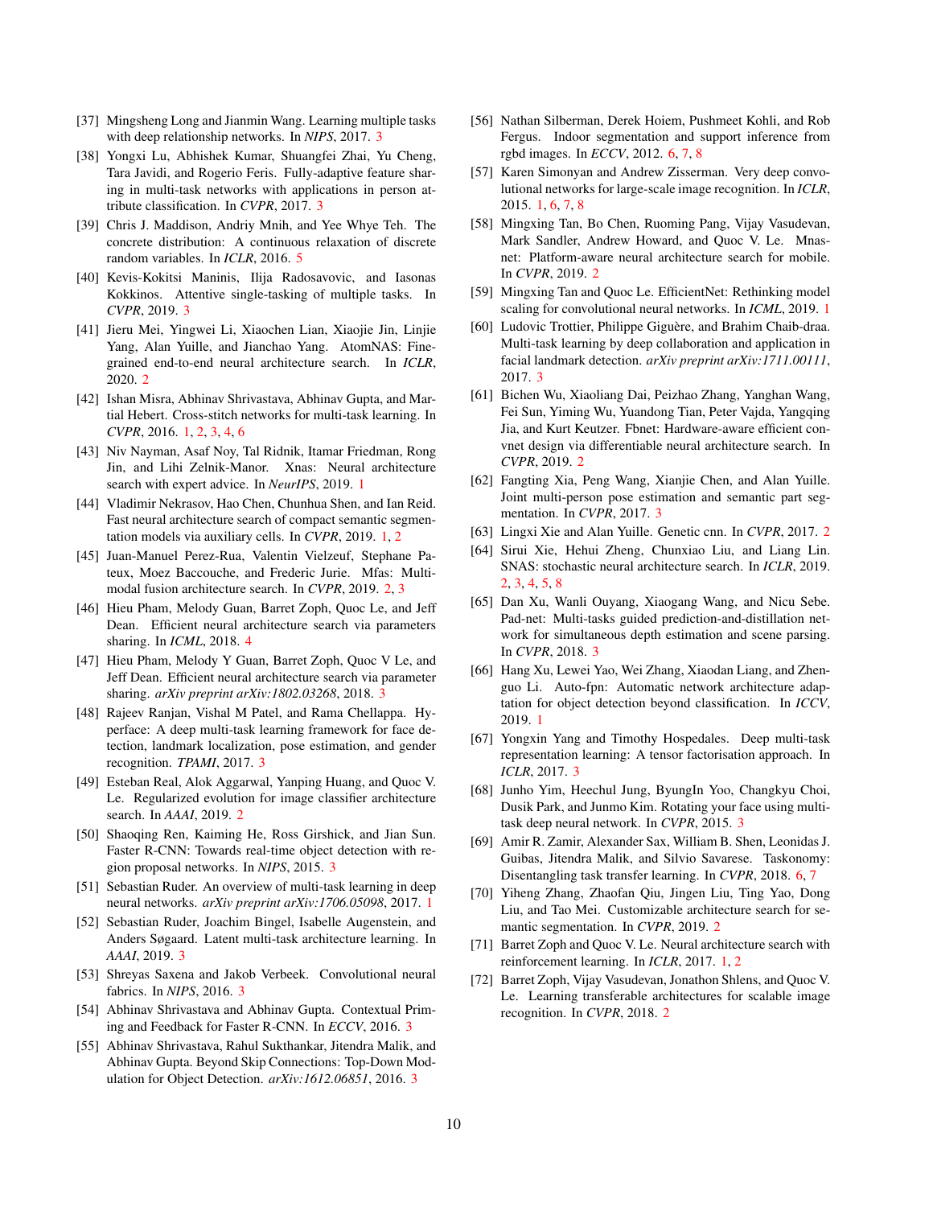[37] Mingsheng Long and Jianmin Wang. Learning multiple tasks with deep relationship networks. In *NIPS*, 2017. 3

[38] Yongxi Lu, Abhishek Kumar, Shuangfei Zhai, Yu Cheng, Tara Javidi, and Rogerio Feris. Fully-adaptive feature sharing in multi-task networks with applications in person attribute classification. In *CVPR*, 2017. 3

[39] Chris J. Maddison, Andriy Mnih, and Yee Whye Teh. The concrete distribution: A continuous relaxation of discrete random variables. In *ICLR*, 2016. 5

[40] Kevis-Kokitsi Maninis, Ilija Radosavovic, and Iasonas Kokkinos. Attentive single-tasking of multiple tasks. In *CVPR*, 2019. 3

[41] Jieru Mei, Yingwei Li, Xiaochen Lian, Xiaojie Jin, Linjie Yang, Alan Yuille, and Jianchao Yang. AtomNAS: Fine-grained end-to-end neural architecture search. In *ICLR*, 2020. 2

[42] Ishan Misra, Abhinav Shrivastava, Abhinav Gupta, and Martial Hebert. Cross-stitch networks for multi-task learning. In *CVPR*, 2016. 1, 2, 3, 4, 6

[43] Niv Nayman, Asaf Noy, Tal Ridnik, Itamar Friedman, Rong Jin, and Lihi Zelnik-Manor. Xnas: Neural architecture search with expert advice. In *NeurIPS*, 2019. 1

[44] Vladimir Nekrasov, Hao Chen, Chunhua Shen, and Ian Reid. Fast neural architecture search of compact semantic segmentation models via auxiliary cells. In *CVPR*, 2019. 1, 2

[45] Juan-Manuel Perez-Rua, Valentin Vielzeuf, Stephane Pateux, Moez Baccouche, and Frederic Jurie. Mfas: Multimodal fusion architecture search. In *CVPR*, 2019. 2, 3

[46] Hieu Pham, Melody Guan, Barret Zoph, Quoc Le, and Jeff Dean. Efficient neural architecture search via parameters sharing. In *ICML*, 2018. 4

[47] Hieu Pham, Melody Y Guan, Barret Zoph, Quoc V Le, and Jeff Dean. Efficient neural architecture search via parameter sharing. *arXiv preprint arXiv:1802.03268*, 2018. 3

[48] Rajeev Ranjan, Vishal M Patel, and Rama Chellappa. Hyperface: A deep multi-task learning framework for face detection, landmark localization, pose estimation, and gender recognition. *TPAMI*, 2017. 3

[49] Esteban Real, Alok Aggarwal, Yanping Huang, and Quoc V. Le. Regularized evolution for image classifier architecture search. In *AAAI*, 2019. 2

[50] Shaoqing Ren, Kaiming He, Ross Girshick, and Jian Sun. Faster R-CNN: Towards real-time object detection with region proposal networks. In *NIPS*, 2015. 3

[51] Sebastian Ruder. An overview of multi-task learning in deep neural networks. *arXiv preprint arXiv:1706.05098*, 2017. 1

[52] Sebastian Ruder, Joachim Bingel, Isabelle Augenstein, and Anders Søgaard. Latent multi-task architecture learning. In *AAAI*, 2019. 3

[53] Shreyas Saxena and Jakob Verbeek. Convolutional neural fabrics. In *NIPS*, 2016. 3

[54] Abhinav Shrivastava and Abhinav Gupta. Contextual Priming and Feedback for Faster R-CNN. In *ECCV*, 2016. 3

[55] Abhinav Shrivastava, Rahul Sukthankar, Jitendra Malik, and Abhinav Gupta. Beyond Skip Connections: Top-Down Modulation for Object Detection. *arXiv:1612.06851*, 2016. 3

[56] Nathan Silberman, Derek Hoiem, Pushmeet Kohli, and Rob Fergus. Indoor segmentation and support inference from rgbd images. In *ECCV*, 2012. 6, 7, 8

[57] Karen Simonyan and Andrew Zisserman. Very deep convolutional networks for large-scale image recognition. In *ICLR*, 2015. 1, 6, 7, 8

[58] Mingxing Tan, Bo Chen, Ruoming Pang, Vijay Vasudevan, Mark Sandler, Andrew Howard, and Quoc V. Le. Mnasnet: Platform-aware neural architecture search for mobile. In *CVPR*, 2019. 2

[59] Mingxing Tan and Quoc Le. EfficientNet: Rethinking model scaling for convolutional neural networks. In *ICML*, 2019. 1

[60] Ludovic Trottier, Philippe Giguère, and Brahim Chaib-draa. Multi-task learning by deep collaboration and application in facial landmark detection. *arXiv preprint arXiv:1711.00111*, 2017. 3

[61] Bichen Wu, Xiaoliang Dai, Peizhao Zhang, Yanghan Wang, Fei Sun, Yiming Wu, Yuandong Tian, Peter Vajda, Yangqing Jia, and Kurt Keutzer. Fbnet: Hardware-aware efficient convnet design via differentiable neural architecture search. In *CVPR*, 2019. 2

[62] Fangting Xia, Peng Wang, Xianjie Chen, and Alan Yuille. Joint multi-person pose estimation and semantic part segmentation. In *CVPR*, 2017. 3

[63] Lingxi Xie and Alan Yuille. Genetic cnn. In *CVPR*, 2017. 2

[64] Sirui Xie, Hehui Zheng, Chunxiao Liu, and Liang Lin. SNAS: stochastic neural architecture search. In *ICLR*, 2019. 2, 3, 4, 5, 8

[65] Dan Xu, Wanli Ouyang, Xiaogang Wang, and Nicu Sebe. Pad-net: Multi-tasks guided prediction-and-distillation network for simultaneous depth estimation and scene parsing. In *CVPR*, 2018. 3

[66] Hang Xu, Lewei Yao, Wei Zhang, Xiaodan Liang, and Zhenguo Li. Auto-fpn: Automatic network architecture adaptation for object detection beyond classification. In *ICCV*, 2019. 1

[67] Yongxin Yang and Timothy Hospedales. Deep multi-task representation learning: A tensor factorisation approach. In *ICLR*, 2017. 3

[68] Junho Yim, Heechul Jung, ByungIn Yoo, Changkyu Choi, Dusik Park, and Junmo Kim. Rotating your face using multi-task deep neural network. In *CVPR*, 2015. 3

[69] Amir R. Zamir, Alexander Sax, William B. Shen, Leonidas J. Guibas, Jitendra Malik, and Silvio Savarese. Taskonomy: Disentangling task transfer learning. In *CVPR*, 2018. 6, 7

[70] Yiheng Zhang, Zhaofan Qiu, Jingen Liu, Ting Yao, Dong Liu, and Tao Mei. Customizable architecture search for semantic segmentation. In *CVPR*, 2019. 2

[71] Barret Zoph and Quoc V. Le. Neural architecture search with reinforcement learning. In *ICLR*, 2017. 1, 2

[72] Barret Zoph, Vijay Vasudevan, Jonathon Shlens, and Quoc V. Le. Learning transferable architectures for scalable image recognition. In *CVPR*, 2018. 2